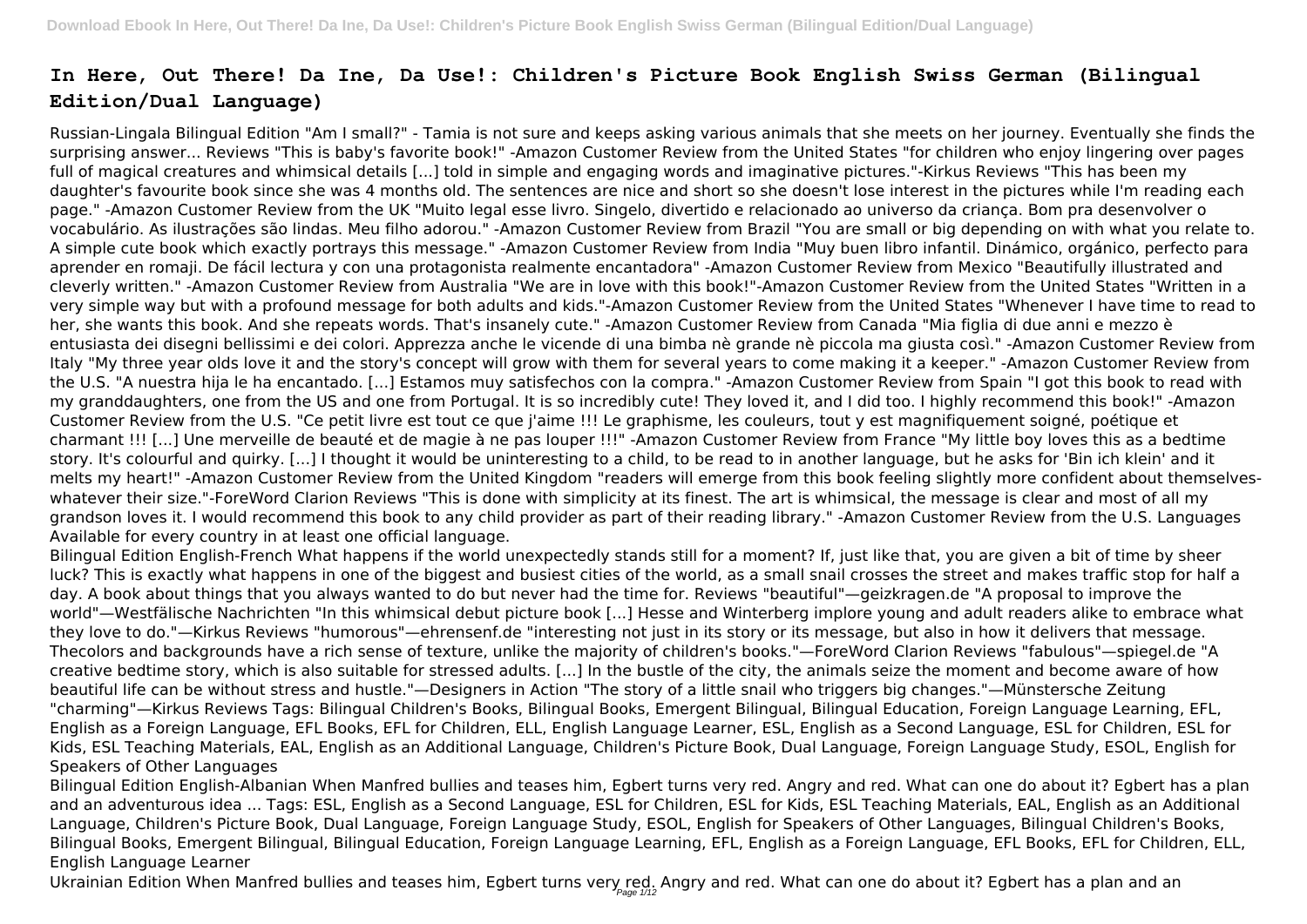# In Here, Out There! Da Ine, Da Use!: Children's Picture Book English Swiss German (Bilingual Edition/Dual Language)

Russian-Lingala Bilingual Edition "Am I small?" - Tamia is not sure and keeps asking various animals that she meets on her journey. Eventually she finds the surprising answer... Reviews "This is baby's favorite book!" -Amazon Customer Review from the United States "for children who enjoy lingering over pages full of magical creatures and whimsical details [...] told in simple and engaging words and imaginative pictures."-Kirkus Reviews "This has been my daughter's favourite book since she was 4 months old. The sentences are nice and short so she doesn't lose interest in the pictures while I'm reading each page." -Amazon Customer Review from the UK "Muito legal esse livro. Singelo, divertido e relacionado ao universo da criança. Bom pra desenvolver o vocabulário. As ilustrações são lindas. Meu filho adorou." -Amazon Customer Review from Brazil "You are small or big depending on with what you relate to. A simple cute book which exactly portrays this message." -Amazon Customer Review from India "Muy buen libro infantil. Dinámico, orgánico, perfecto para aprender en romaji. De fácil lectura y con una protagonista realmente encantadora" -Amazon Customer Review from Mexico "Beautifully illustrated and cleverly written." -Amazon Customer Review from Australia "We are in love with this book!"-Amazon Customer Review from the United States "Written in a very simple way but with a profound message for both adults and kids."-Amazon Customer Review from the United States "Whenever I have time to read to her, she wants this book. And she repeats words. That's insanely cute." -Amazon Customer Review from Canada "Mia figlia di due anni e mezzo è entusiasta dei disegni bellissimi e dei colori. Apprezza anche le vicende di una bimba nè grande nè piccola ma giusta così." -Amazon Customer Review from Italy "My three year olds love it and the story's concept will grow with them for several years to come making it a keeper." -Amazon Customer Review from the U.S. "A nuestra hija le ha encantado. [...] Estamos muy satisfechos con la compra." -Amazon Customer Review from Spain "I got this book to read with my granddaughters, one from the US and one from Portugal. It is so incredibly cute! They loved it, and I did too. I highly recommend this book!" -Amazon Customer Review from the U.S. "Ce petit livre est tout ce que j'aime !!! Le graphisme, les couleurs, tout y est magnifiquement soigné, poétique et charmant !!! [...] Une merveille de beauté et de magie à ne pas louper !!!" -Amazon Customer Review from France "My little boy loves this as a bedtime story. It's colourful and quirky. [...] I thought it would be uninteresting to a child, to be read to in another language, but he asks for 'Bin ich klein' and it melts my heart!" -Amazon Customer Review from the United Kingdom "readers will emerge from this book feeling slightly more confident about themselves-whatever their size."-ForeWord Clarion Reviews "This is done with simplicity at its finest. The art is whimsical, the message is clear and most of all my grandson loves it. I would recommend this book to any child provider as part of their reading library." -Amazon Customer Review from the U.S. Languages Available for every country in at least one official language.

Bilingual Edition English-French What happens if the world unexpectedly stands still for a moment? If, just like that, you are given a bit of time by sheer luck? This is exactly what happens in one of the biggest and busiest cities of the world, as a small snail crosses the street and makes traffic stop for half a day. A book about things that you always wanted to do but never had the time for. Reviews "beautiful"—geizkragen.de "A proposal to improve the world"—Westfälische Nachrichten "In this whimsical debut picture book [...] Hesse and Winterberg implore young and adult readers alike to embrace what they love to do."—Kirkus Reviews "humorous"—ehrensenf.de "interesting not just in its story or its message, but also in how it delivers that message. Thecolors and backgrounds have a rich sense of texture, unlike the majority of children's books."—ForeWord Clarion Reviews "fabulous"—spiegel.de "A creative bedtime story, which is also suitable for stressed adults. [...] In the bustle of the city, the animals seize the moment and become aware of how beautiful life can be without stress and hustle."—Designers in Action "The story of a little snail who triggers big changes."—Münstersche Zeitung "charming"—Kirkus Reviews Tags: Bilingual Children's Books, Bilingual Books, Emergent Bilingual, Bilingual Education, Foreign Language Learning, EFL, English as a Foreign Language, EFL Books, EFL for Children, ELL, English Language Learner, ESL, English as a Second Language, ESL for Children, ESL for Kids, ESL Teaching Materials, EAL, English as an Additional Language, Children's Picture Book, Dual Language, Foreign Language Study, ESOL, English for Speakers of Other Languages

Bilingual Edition English-Albanian When Manfred bullies and teases him, Egbert turns very red. Angry and red. What can one do about it? Egbert has a plan and an adventurous idea ... Tags: ESL, English as a Second Language, ESL for Children, ESL for Kids, ESL Teaching Materials, EAL, English as an Additional Language, Children's Picture Book, Dual Language, Foreign Language Study, ESOL, English for Speakers of Other Languages, Bilingual Children's Books, Bilingual Books, Emergent Bilingual, Bilingual Education, Foreign Language Learning, EFL, English as a Foreign Language, EFL Books, EFL for Children, ELL, English Language Learner

Ukrainian Edition When Manfred bullies and teases him, Egbert turns very red. Angry and red. What can one do about it? Egbert has a plan and an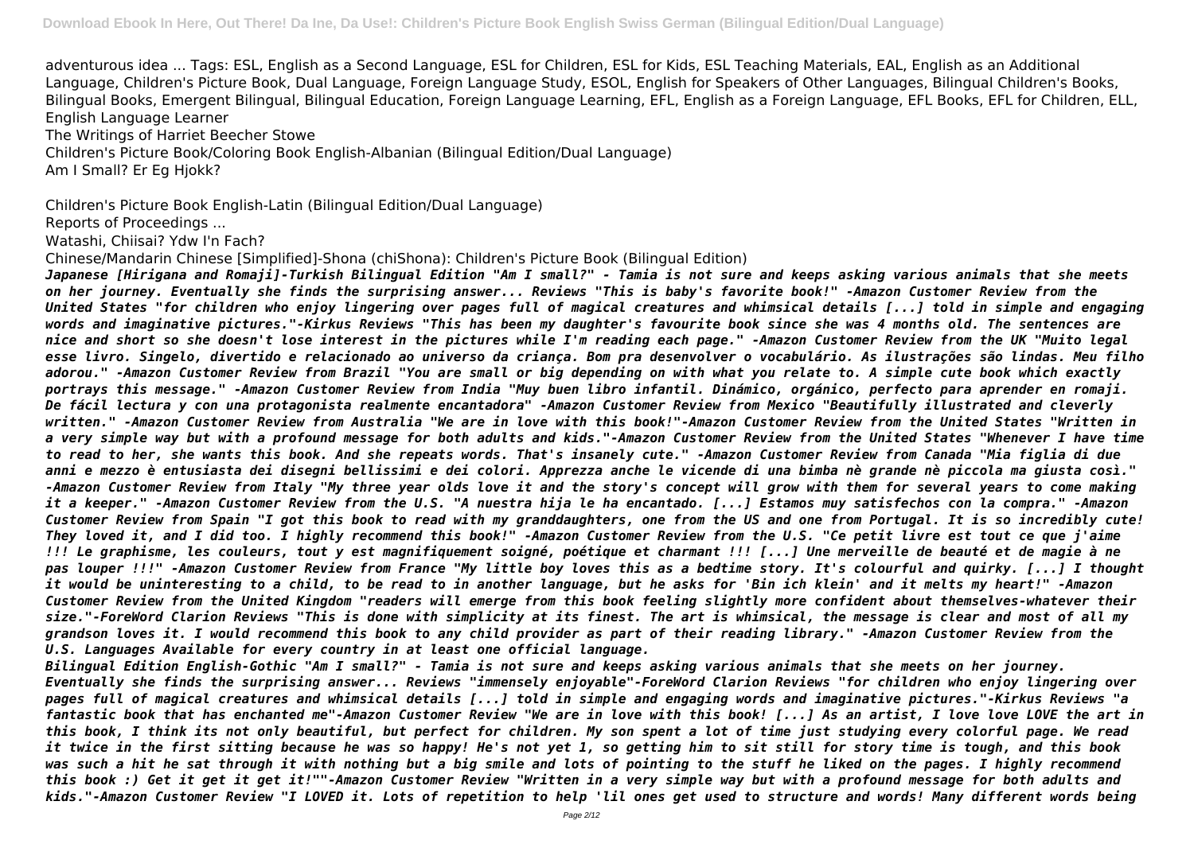adventurous idea ... Tags: ESL, English as a Second Language, ESL for Children, ESL for Kids, ESL Teaching Materials, EAL, English as an Additional Language, Children's Picture Book, Dual Language, Foreign Language Study, ESOL, English for Speakers of Other Languages, Bilingual Children's Books, Bilingual Books, Emergent Bilingual, Bilingual Education, Foreign Language Learning, EFL, English as a Foreign Language, EFL Books, EFL for Children, ELL, English Language Learner

The Writings of Harriet Beecher Stowe

Children's Picture Book/Coloring Book English-Albanian (Bilingual Edition/Dual Language)

Am I Small? Er Eg Hjokk?

Children's Picture Book English-Latin (Bilingual Edition/Dual Language)

Reports of Proceedings ...

Watashi, Chiisai? Ydw I'n Fach?

Chinese/Mandarin Chinese [Simplified]-Shona (chiShona): Children's Picture Book (Bilingual Edition)

***Japanese [Hirigana and Romaji]-Turkish Bilingual Edition "Am I small?" - Tamia is not sure and keeps asking various animals that she meets on her journey. Eventually she finds the surprising answer... Reviews "This is baby's favorite book!" -Amazon Customer Review from the United States "for children who enjoy lingering over pages full of magical creatures and whimsical details [...] told in simple and engaging words and imaginative pictures."-Kirkus Reviews "This has been my daughter's favourite book since she was 4 months old. The sentences are nice and short so she doesn't lose interest in the pictures while I'm reading each page." -Amazon Customer Review from the UK "Muito legal esse livro. Singelo, divertido e relacionado ao universo da criança. Bom pra desenvolver o vocabulário. As ilustrações são lindas. Meu filho adorou." -Amazon Customer Review from Brazil "You are small or big depending on with what you relate to. A simple cute book which exactly portrays this message." -Amazon Customer Review from India "Muy buen libro infantil. Dinámico, orgánico, perfecto para aprender en romaji. De fácil lectura y con una protagonista realmente encantadora" -Amazon Customer Review from Mexico "Beautifully illustrated and cleverly written." -Amazon Customer Review from Australia "We are in love with this book!"-Amazon Customer Review from the United States "Written in a very simple way but with a profound message for both adults and kids."-Amazon Customer Review from the United States "Whenever I have time to read to her, she wants this book. And she repeats words. That's insanely cute." -Amazon Customer Review from Canada "Mia figlia di due anni e mezzo è entusiasta dei disegni bellissimi e dei colori. Apprezza anche le vicende di una bimba nè grande nè piccola ma giusta così." -Amazon Customer Review from Italy "My three year olds love it and the story's concept will grow with them for several years to come making it a keeper." -Amazon Customer Review from the U.S. "A nuestra hija le ha encantado. [...] Estamos muy satisfechos con la compra." -Amazon Customer Review from Spain "I got this book to read with my granddaughters, one from the US and one from Portugal. It is so incredibly cute! They loved it, and I did too. I highly recommend this book!" -Amazon Customer Review from the U.S. "Ce petit livre est tout ce que j'aime !!! Le graphisme, les couleurs, tout y est magnifiquement soigné, poétique et charmant !!! [...] Une merveille de beauté et de magie à ne pas louper !!!" -Amazon Customer Review from France "My little boy loves this as a bedtime story. It's colourful and quirky. [...] I thought it would be uninteresting to a child, to be read to in another language, but he asks for 'Bin ich klein' and it melts my heart!" -Amazon Customer Review from the United Kingdom "readers will emerge from this book feeling slightly more confident about themselves-whatever their size."-ForeWord Clarion Reviews "This is done with simplicity at its finest. The art is whimsical, the message is clear and most of all my grandson loves it. I would recommend this book to any child provider as part of their reading library." -Amazon Customer Review from the U.S. Languages Available for every country in at least one official language.***

***Bilingual Edition English-Gothic "Am I small?" - Tamia is not sure and keeps asking various animals that she meets on her journey. Eventually she finds the surprising answer... Reviews "immensely enjoyable"-ForeWord Clarion Reviews "for children who enjoy lingering over pages full of magical creatures and whimsical details [...] told in simple and engaging words and imaginative pictures."-Kirkus Reviews "a fantastic book that has enchanted me"-Amazon Customer Review "We are in love with this book! [...] As an artist, I love love LOVE the art in this book, I think its not only beautiful, but perfect for children. My son spent a lot of time just studying every colorful page. We read it twice in the first sitting because he was so happy! He's not yet 1, so getting him to sit still for story time is tough, and this book was such a hit he sat through it with nothing but a big smile and lots of pointing to the stuff he liked on the pages. I highly recommend this book :) Get it get it get it!""-Amazon Customer Review "Written in a very simple way but with a profound message for both adults and kids."-Amazon Customer Review "I LOVED it. Lots of repetition to help 'lil ones get used to structure and words! Many different words being***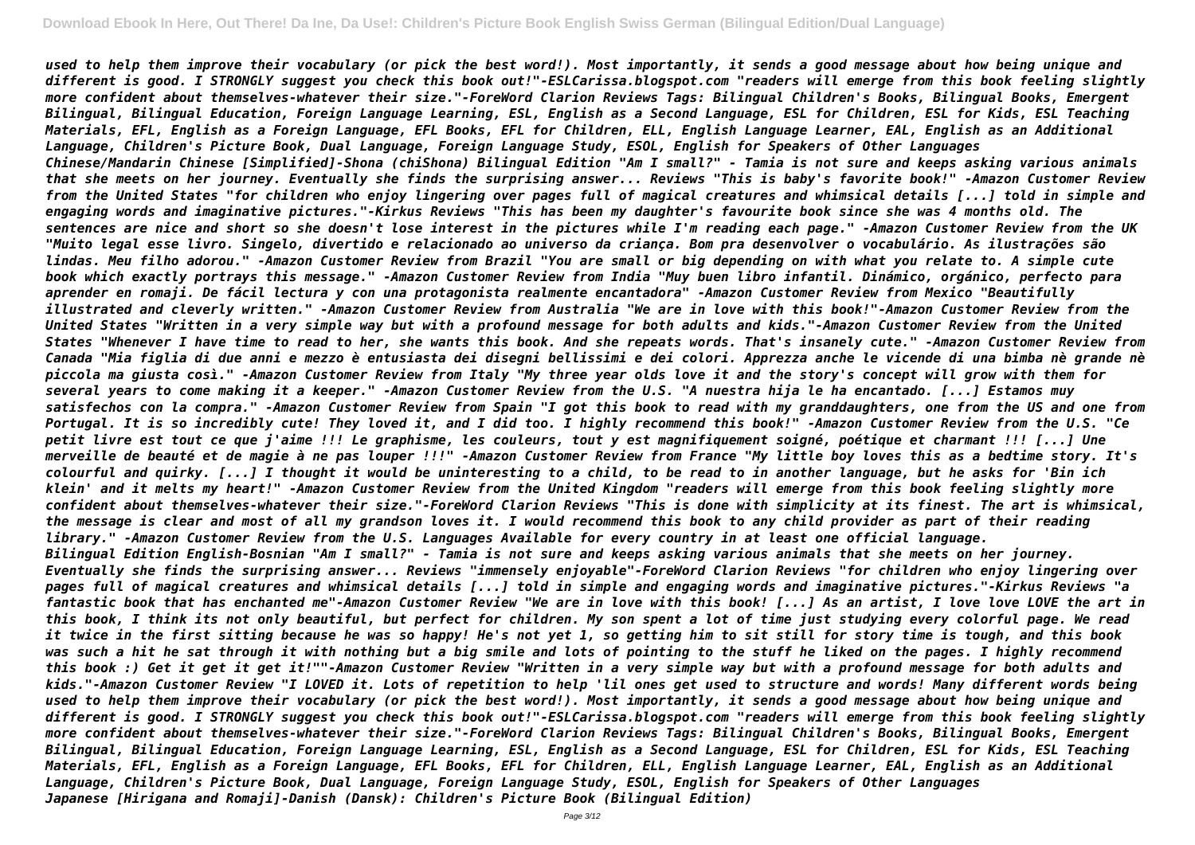*used to help them improve their vocabulary (or pick the best word!). Most importantly, it sends a good message about how being unique and different is good. I STRONGLY suggest you check this book out!"-ESLCarissa.blogspot.com "readers will emerge from this book feeling slightly more confident about themselves-whatever their size."-ForeWord Clarion Reviews Tags: Bilingual Children's Books, Bilingual Books, Emergent Bilingual, Bilingual Education, Foreign Language Learning, ESL, English as a Second Language, ESL for Children, ESL for Kids, ESL Teaching Materials, EFL, English as a Foreign Language, EFL Books, EFL for Children, ELL, English Language Learner, EAL, English as an Additional Language, Children's Picture Book, Dual Language, Foreign Language Study, ESOL, English for Speakers of Other Languages*

*Chinese/Mandarin Chinese [Simplified]-Shona (chiShona) Bilingual Edition "Am I small?" - Tamia is not sure and keeps asking various animals that she meets on her journey. Eventually she finds the surprising answer... Reviews "This is baby's favorite book!" -Amazon Customer Review from the United States "for children who enjoy lingering over pages full of magical creatures and whimsical details [...] told in simple and engaging words and imaginative pictures."-Kirkus Reviews "This has been my daughter's favourite book since she was 4 months old. The sentences are nice and short so she doesn't lose interest in the pictures while I'm reading each page." -Amazon Customer Review from the UK "Muito legal esse livro. Singelo, divertido e relacionado ao universo da criança. Bom pra desenvolver o vocabulário. As ilustrações são lindas. Meu filho adorou." -Amazon Customer Review from Brazil "You are small or big depending on with what you relate to. A simple cute book which exactly portrays this message." -Amazon Customer Review from India "Muy buen libro infantil. Dinámico, orgánico, perfecto para aprender en romaji. De fácil lectura y con una protagonista realmente encantadora" -Amazon Customer Review from Mexico "Beautifully illustrated and cleverly written." -Amazon Customer Review from Australia "We are in love with this book!"-Amazon Customer Review from the United States "Written in a very simple way but with a profound message for both adults and kids."-Amazon Customer Review from the United States "Whenever I have time to read to her, she wants this book. And she repeats words. That's insanely cute." -Amazon Customer Review from Canada "Mia figlia di due anni e mezzo è entusiasta dei disegni bellissimi e dei colori. Apprezza anche le vicende di una bimba nè grande nè piccola ma giusta così." -Amazon Customer Review from Italy "My three year olds love it and the story's concept will grow with them for several years to come making it a keeper." -Amazon Customer Review from the U.S. "A nuestra hija le ha encantado. [...] Estamos muy satisfechos con la compra." -Amazon Customer Review from Spain "I got this book to read with my granddaughters, one from the US and one from Portugal. It is so incredibly cute! They loved it, and I did too. I highly recommend this book!" -Amazon Customer Review from the U.S. "Ce petit livre est tout ce que j'aime !!! Le graphisme, les couleurs, tout y est magnifiquement soigné, poétique et charmant !!! [...] Une merveille de beauté et de magie à ne pas louper !!!" -Amazon Customer Review from France "My little boy loves this as a bedtime story. It's colourful and quirky. [...] I thought it would be uninteresting to a child, to be read to in another language, but he asks for 'Bin ich klein' and it melts my heart!" -Amazon Customer Review from the United Kingdom "readers will emerge from this book feeling slightly more confident about themselves-whatever their size."-ForeWord Clarion Reviews "This is done with simplicity at its finest. The art is whimsical, the message is clear and most of all my grandson loves it. I would recommend this book to any child provider as part of their reading library." -Amazon Customer Review from the U.S. Languages Available for every country in at least one official language.*

*Bilingual Edition English-Bosnian "Am I small?" - Tamia is not sure and keeps asking various animals that she meets on her journey. Eventually she finds the surprising answer... Reviews "immensely enjoyable"-ForeWord Clarion Reviews "for children who enjoy lingering over pages full of magical creatures and whimsical details [...] told in simple and engaging words and imaginative pictures."-Kirkus Reviews "a fantastic book that has enchanted me"-Amazon Customer Review "We are in love with this book! [...] As an artist, I love love LOVE the art in this book, I think its not only beautiful, but perfect for children. My son spent a lot of time just studying every colorful page. We read it twice in the first sitting because he was so happy! He's not yet 1, so getting him to sit still for story time is tough, and this book was such a hit he sat through it with nothing but a big smile and lots of pointing to the stuff he liked on the pages. I highly recommend this book :) Get it get it get it!""-Amazon Customer Review "Written in a very simple way but with a profound message for both adults and kids."-Amazon Customer Review "I LOVED it. Lots of repetition to help 'lil ones get used to structure and words! Many different words being used to help them improve their vocabulary (or pick the best word!). Most importantly, it sends a good message about how being unique and different is good. I STRONGLY suggest you check this book out!"-ESLCarissa.blogspot.com "readers will emerge from this book feeling slightly more confident about themselves-whatever their size."-ForeWord Clarion Reviews Tags: Bilingual Children's Books, Bilingual Books, Emergent Bilingual, Bilingual Education, Foreign Language Learning, ESL, English as a Second Language, ESL for Children, ESL for Kids, ESL Teaching Materials, EFL, English as a Foreign Language, EFL Books, EFL for Children, ELL, English Language Learner, EAL, English as an Additional Language, Children's Picture Book, Dual Language, Foreign Language Study, ESOL, English for Speakers of Other Languages*

*Japanese [Hirigana and Romaji]-Danish (Dansk): Children's Picture Book (Bilingual Edition)*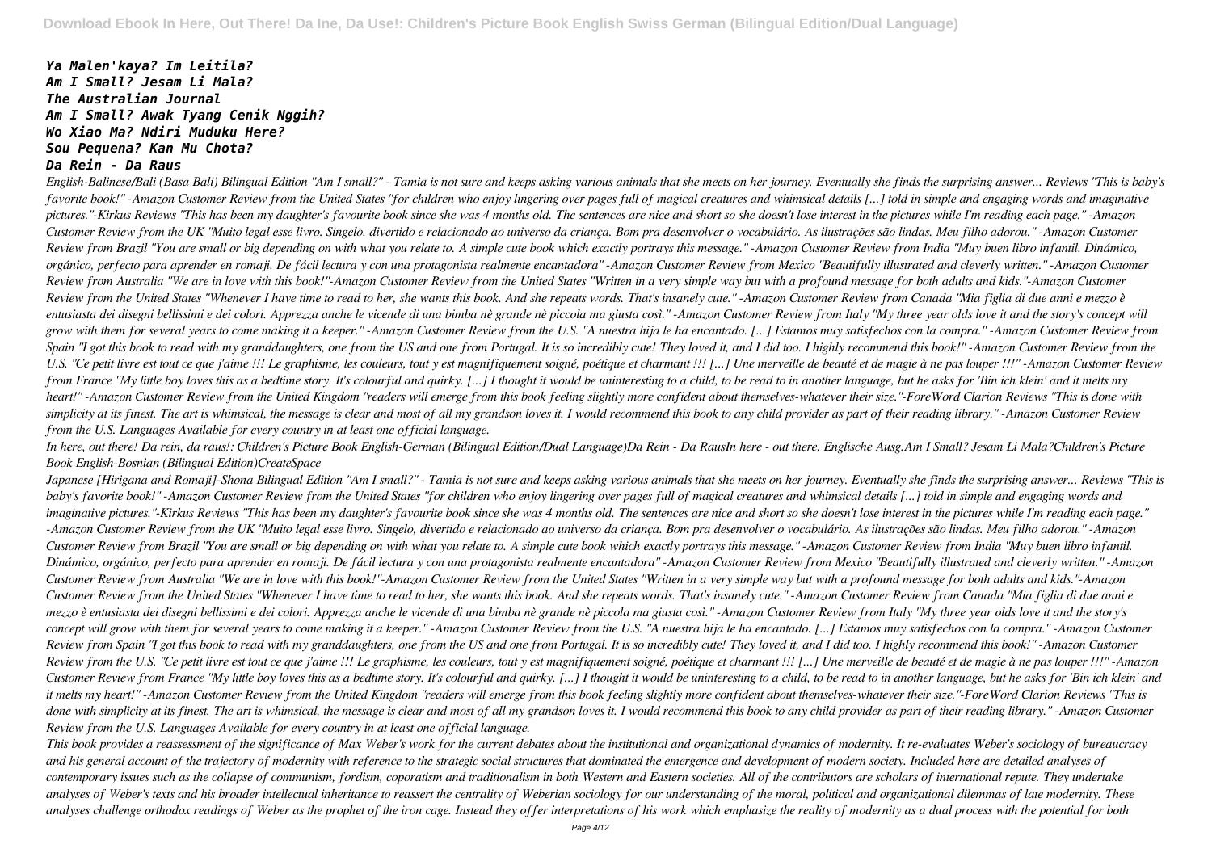***Ya Malen'kaya? Im Leitila?***
***Am I Small? Jesam Li Mala?***
***The Australian Journal***
***Am I Small? Awak Tyang Cenik Nggih?***
***Wo Xiao Ma? Ndiri Muduku Here?***
***Sou Pequena? Kan Mu Chota?***
***Da Rein - Da Raus***

*English-Balinese/Bali (Basa Bali) Bilingual Edition "Am I small?" - Tamia is not sure and keeps asking various animals that she meets on her journey. Eventually she finds the surprising answer... Reviews "This is baby's favorite book!" -Amazon Customer Review from the United States "for children who enjoy lingering over pages full of magical creatures and whimsical details [...] told in simple and engaging words and imaginative pictures."-Kirkus Reviews "This has been my daughter's favourite book since she was 4 months old. The sentences are nice and short so she doesn't lose interest in the pictures while I'm reading each page." -Amazon Customer Review from the UK "Muito legal esse livro. Singelo, divertido e relacionado ao universo da criança. Bom pra desenvolver o vocabulário. As ilustrações são lindas. Meu filho adorou." -Amazon Customer Review from Brazil "You are small or big depending on with what you relate to. A simple cute book which exactly portrays this message." -Amazon Customer Review from India "Muy buen libro infantil. Dinámico, orgánico, perfecto para aprender en romaji. De fácil lectura y con una protagonista realmente encantadora" -Amazon Customer Review from Mexico "Beautifully illustrated and cleverly written." -Amazon Customer Review from Australia "We are in love with this book!"-Amazon Customer Review from the United States "Written in a very simple way but with a profound message for both adults and kids."-Amazon Customer Review from the United States "Whenever I have time to read to her, she wants this book. And she repeats words. That's insanely cute." -Amazon Customer Review from Canada "Mia figlia di due anni e mezzo è entusiasta dei disegni bellissimi e dei colori. Apprezza anche le vicende di una bimba nè grande nè piccola ma giusta così." -Amazon Customer Review from Italy "My three year olds love it and the story's concept will grow with them for several years to come making it a keeper." -Amazon Customer Review from the U.S. "A nuestra hija le ha encantado. [...] Estamos muy satisfechos con la compra." -Amazon Customer Review from Spain "I got this book to read with my granddaughters, one from the US and one from Portugal. It is so incredibly cute! They loved it, and I did too. I highly recommend this book!" -Amazon Customer Review from the U.S. "Ce petit livre est tout ce que j'aime !!! Le graphisme, les couleurs, tout y est magnifiquement soigné, poétique et charmant !!! [...] Une merveille de beauté et de magie à ne pas louper !!!" -Amazon Customer Review from France "My little boy loves this as a bedtime story. It's colourful and quirky. [...] I thought it would be uninteresting to a child, to be read to in another language, but he asks for 'Bin ich klein' and it melts my heart!" -Amazon Customer Review from the United Kingdom "readers will emerge from this book feeling slightly more confident about themselves-whatever their size."-ForeWord Clarion Reviews "This is done with simplicity at its finest. The art is whimsical, the message is clear and most of all my grandson loves it. I would recommend this book to any child provider as part of their reading library." -Amazon Customer Review from the U.S. Languages Available for every country in at least one official language.*

*In here, out there! Da rein, da raus!: Children's Picture Book English-German (Bilingual Edition/Dual Language)Da Rein - Da RausIn here - out there. Englische Ausg.Am I Small? Jesam Li Mala?Children's Picture Book English-Bosnian (Bilingual Edition)CreateSpace*

*Japanese [Hirigana and Romaji]-Shona Bilingual Edition "Am I small?" - Tamia is not sure and keeps asking various animals that she meets on her journey. Eventually she finds the surprising answer... Reviews "This is baby's favorite book!" -Amazon Customer Review from the United States "for children who enjoy lingering over pages full of magical creatures and whimsical details [...] told in simple and engaging words and imaginative pictures."-Kirkus Reviews "This has been my daughter's favourite book since she was 4 months old. The sentences are nice and short so she doesn't lose interest in the pictures while I'm reading each page." -Amazon Customer Review from the UK "Muito legal esse livro. Singelo, divertido e relacionado ao universo da criança. Bom pra desenvolver o vocabulário. As ilustrações são lindas. Meu filho adorou." -Amazon Customer Review from Brazil "You are small or big depending on with what you relate to. A simple cute book which exactly portrays this message." -Amazon Customer Review from India "Muy buen libro infantil. Dinámico, orgánico, perfecto para aprender en romaji. De fácil lectura y con una protagonista realmente encantadora" -Amazon Customer Review from Mexico "Beautifully illustrated and cleverly written." -Amazon Customer Review from Australia "We are in love with this book!"-Amazon Customer Review from the United States "Written in a very simple way but with a profound message for both adults and kids."-Amazon Customer Review from the United States "Whenever I have time to read to her, she wants this book. And she repeats words. That's insanely cute." -Amazon Customer Review from Canada "Mia figlia di due anni e mezzo è entusiasta dei disegni bellissimi e dei colori. Apprezza anche le vicende di una bimba nè grande nè piccola ma giusta così." -Amazon Customer Review from Italy "My three year olds love it and the story's concept will grow with them for several years to come making it a keeper." -Amazon Customer Review from the U.S. "A nuestra hija le ha encantado. [...] Estamos muy satisfechos con la compra." -Amazon Customer Review from Spain "I got this book to read with my granddaughters, one from the US and one from Portugal. It is so incredibly cute! They loved it, and I did too. I highly recommend this book!" -Amazon Customer Review from the U.S. "Ce petit livre est tout ce que j'aime !!! Le graphisme, les couleurs, tout y est magnifiquement soigné, poétique et charmant !!! [...] Une merveille de beauté et de magie à ne pas louper !!!" -Amazon Customer Review from France "My little boy loves this as a bedtime story. It's colourful and quirky. [...] I thought it would be uninteresting to a child, to be read to in another language, but he asks for 'Bin ich klein' and it melts my heart!" -Amazon Customer Review from the United Kingdom "readers will emerge from this book feeling slightly more confident about themselves-whatever their size."-ForeWord Clarion Reviews "This is done with simplicity at its finest. The art is whimsical, the message is clear and most of all my grandson loves it. I would recommend this book to any child provider as part of their reading library." -Amazon Customer Review from the U.S. Languages Available for every country in at least one official language.*

*This book provides a reassessment of the significance of Max Weber's work for the current debates about the institutional and organizational dynamics of modernity. It re-evaluates Weber's sociology of bureaucracy and his general account of the trajectory of modernity with reference to the strategic social structures that dominated the emergence and development of modern society. Included here are detailed analyses of contemporary issues such as the collapse of communism, fordism, coporatism and traditionalism in both Western and Eastern societies. All of the contributors are scholars of international repute. They undertake analyses of Weber's texts and his broader intellectual inheritance to reassert the centrality of Weberian sociology for our understanding of the moral, political and organizational dilemmas of late modernity. These analyses challenge orthodox readings of Weber as the prophet of the iron cage. Instead they offer interpretations of his work which emphasize the reality of modernity as a dual process with the potential for both*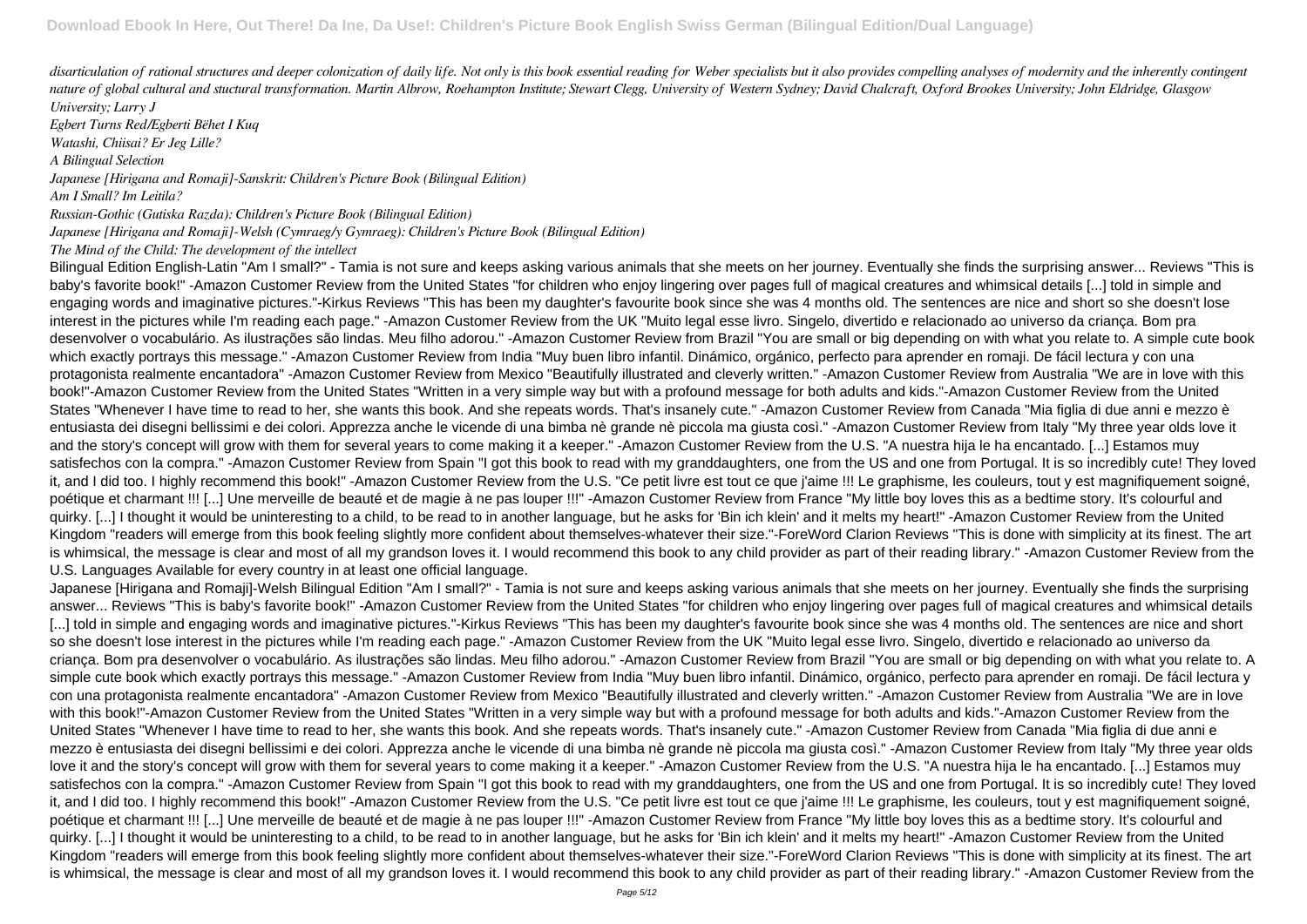*disarticulation of rational structures and deeper colonization of daily life. Not only is this book essential reading for Weber specialists but it also provides compelling analyses of modernity and the inherently contingent nature of global cultural and stuctural transformation. Martin Albrow, Roehampton Institute; Stewart Clegg, University of Western Sydney; David Chalcraft, Oxford Brookes University; John Eldridge, Glasgow University; Larry J*

*Egbert Turns Red/Egberti Bëhet I Kuq*

*Watashi, Chiisai? Er Jeg Lille?*

*A Bilingual Selection*

*Japanese [Hirigana and Romaji]-Sanskrit: Children's Picture Book (Bilingual Edition)*

*Am I Small? Im Leitila?*

*Russian-Gothic (Gutiska Razda): Children's Picture Book (Bilingual Edition)*

*Japanese [Hirigana and Romaji]-Welsh (Cymraeg/y Gymraeg): Children's Picture Book (Bilingual Edition)*

*The Mind of the Child: The development of the intellect*

Bilingual Edition English-Latin "Am I small?" - Tamia is not sure and keeps asking various animals that she meets on her journey. Eventually she finds the surprising answer... Reviews "This is baby's favorite book!" -Amazon Customer Review from the United States "for children who enjoy lingering over pages full of magical creatures and whimsical details [...] told in simple and engaging words and imaginative pictures."-Kirkus Reviews "This has been my daughter's favourite book since she was 4 months old. The sentences are nice and short so she doesn't lose interest in the pictures while I'm reading each page." -Amazon Customer Review from the UK "Muito legal esse livro. Singelo, divertido e relacionado ao universo da criança. Bom pra desenvolver o vocabulário. As ilustrações são lindas. Meu filho adorou." -Amazon Customer Review from Brazil "You are small or big depending on with what you relate to. A simple cute book which exactly portrays this message." -Amazon Customer Review from India "Muy buen libro infantil. Dinámico, orgánico, perfecto para aprender en romaji. De fácil lectura y con una protagonista realmente encantadora" -Amazon Customer Review from Mexico "Beautifully illustrated and cleverly written." -Amazon Customer Review from Australia "We are in love with this book!"-Amazon Customer Review from the United States "Written in a very simple way but with a profound message for both adults and kids."-Amazon Customer Review from the United States "Whenever I have time to read to her, she wants this book. And she repeats words. That's insanely cute." -Amazon Customer Review from Canada "Mia figlia di due anni e mezzo è entusiasta dei disegni bellissimi e dei colori. Apprezza anche le vicende di una bimba nè grande nè piccola ma giusta così." -Amazon Customer Review from Italy "My three year olds love it and the story's concept will grow with them for several years to come making it a keeper." -Amazon Customer Review from the U.S. "A nuestra hija le ha encantado. [...] Estamos muy satisfechos con la compra." -Amazon Customer Review from Spain "I got this book to read with my granddaughters, one from the US and one from Portugal. It is so incredibly cute! They loved it, and I did too. I highly recommend this book!" -Amazon Customer Review from the U.S. "Ce petit livre est tout ce que j'aime !!! Le graphisme, les couleurs, tout y est magnifiquement soigné, poétique et charmant !!! [...] Une merveille de beauté et de magie à ne pas louper !!!" -Amazon Customer Review from France "My little boy loves this as a bedtime story. It's colourful and quirky. [...] I thought it would be uninteresting to a child, to be read to in another language, but he asks for 'Bin ich klein' and it melts my heart!" -Amazon Customer Review from the United Kingdom "readers will emerge from this book feeling slightly more confident about themselves-whatever their size."-ForeWord Clarion Reviews "This is done with simplicity at its finest. The art is whimsical, the message is clear and most of all my grandson loves it. I would recommend this book to any child provider as part of their reading library." -Amazon Customer Review from the U.S. Languages Available for every country in at least one official language.

Japanese [Hirigana and Romaji]-Welsh Bilingual Edition "Am I small?" - Tamia is not sure and keeps asking various animals that she meets on her journey. Eventually she finds the surprising answer... Reviews "This is baby's favorite book!" -Amazon Customer Review from the United States "for children who enjoy lingering over pages full of magical creatures and whimsical details [...] told in simple and engaging words and imaginative pictures."-Kirkus Reviews "This has been my daughter's favourite book since she was 4 months old. The sentences are nice and short so she doesn't lose interest in the pictures while I'm reading each page." -Amazon Customer Review from the UK "Muito legal esse livro. Singelo, divertido e relacionado ao universo da criança. Bom pra desenvolver o vocabulário. As ilustrações são lindas. Meu filho adorou." -Amazon Customer Review from Brazil "You are small or big depending on with what you relate to. A simple cute book which exactly portrays this message." -Amazon Customer Review from India "Muy buen libro infantil. Dinámico, orgánico, perfecto para aprender en romaji. De fácil lectura y con una protagonista realmente encantadora" -Amazon Customer Review from Mexico "Beautifully illustrated and cleverly written." -Amazon Customer Review from Australia "We are in love with this book!"-Amazon Customer Review from the United States "Written in a very simple way but with a profound message for both adults and kids."-Amazon Customer Review from the United States "Whenever I have time to read to her, she wants this book. And she repeats words. That's insanely cute." -Amazon Customer Review from Canada "Mia figlia di due anni e mezzo è entusiasta dei disegni bellissimi e dei colori. Apprezza anche le vicende di una bimba nè grande nè piccola ma giusta così." -Amazon Customer Review from Italy "My three year olds love it and the story's concept will grow with them for several years to come making it a keeper." -Amazon Customer Review from the U.S. "A nuestra hija le ha encantado. [...] Estamos muy satisfechos con la compra." -Amazon Customer Review from Spain "I got this book to read with my granddaughters, one from the US and one from Portugal. It is so incredibly cute! They loved it, and I did too. I highly recommend this book!" -Amazon Customer Review from the U.S. "Ce petit livre est tout ce que j'aime !!! Le graphisme, les couleurs, tout y est magnifiquement soigné, poétique et charmant !!! [...] Une merveille de beauté et de magie à ne pas louper !!!" -Amazon Customer Review from France "My little boy loves this as a bedtime story. It's colourful and quirky. [...] I thought it would be uninteresting to a child, to be read to in another language, but he asks for 'Bin ich klein' and it melts my heart!" -Amazon Customer Review from the United Kingdom "readers will emerge from this book feeling slightly more confident about themselves-whatever their size."-ForeWord Clarion Reviews "This is done with simplicity at its finest. The art is whimsical, the message is clear and most of all my grandson loves it. I would recommend this book to any child provider as part of their reading library." -Amazon Customer Review from the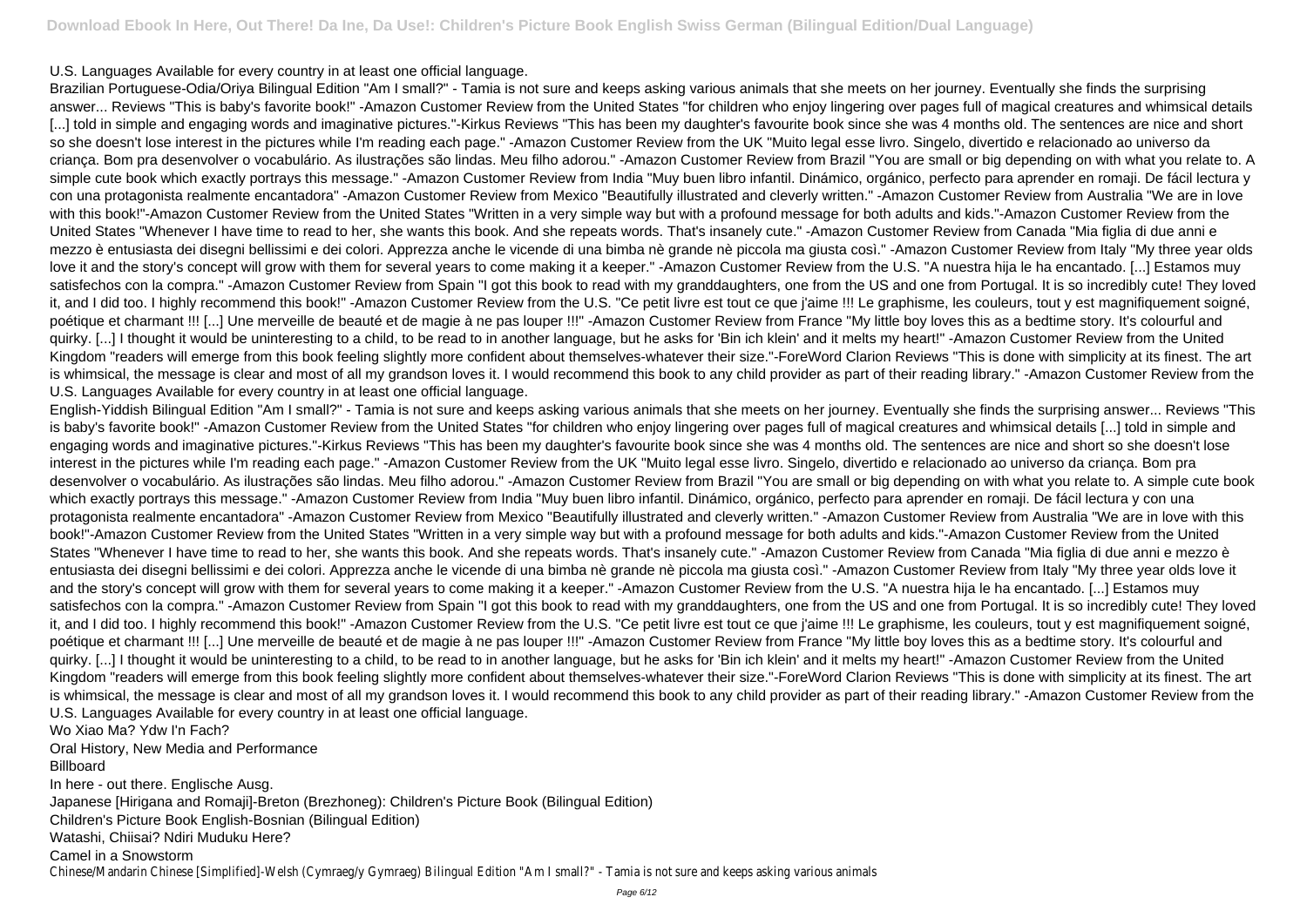U.S. Languages Available for every country in at least one official language.

Brazilian Portuguese-Odia/Oriya Bilingual Edition "Am I small?" - Tamia is not sure and keeps asking various animals that she meets on her journey. Eventually she finds the surprising answer... Reviews "This is baby's favorite book!" -Amazon Customer Review from the United States "for children who enjoy lingering over pages full of magical creatures and whimsical details [...] told in simple and engaging words and imaginative pictures."-Kirkus Reviews "This has been my daughter's favourite book since she was 4 months old. The sentences are nice and short so she doesn't lose interest in the pictures while I'm reading each page." -Amazon Customer Review from the UK "Muito legal esse livro. Singelo, divertido e relacionado ao universo da criança. Bom pra desenvolver o vocabulário. As ilustrações são lindas. Meu filho adorou." -Amazon Customer Review from Brazil "You are small or big depending on with what you relate to. A simple cute book which exactly portrays this message." -Amazon Customer Review from India "Muy buen libro infantil. Dinámico, orgánico, perfecto para aprender en romaji. De fácil lectura y con una protagonista realmente encantadora" -Amazon Customer Review from Mexico "Beautifully illustrated and cleverly written." -Amazon Customer Review from Australia "We are in love with this book!"-Amazon Customer Review from the United States "Written in a very simple way but with a profound message for both adults and kids."-Amazon Customer Review from the United States "Whenever I have time to read to her, she wants this book. And she repeats words. That's insanely cute." -Amazon Customer Review from Canada "Mia figlia di due anni e mezzo è entusiasta dei disegni bellissimi e dei colori. Apprezza anche le vicende di una bimba nè grande nè piccola ma giusta così." -Amazon Customer Review from Italy "My three year olds love it and the story's concept will grow with them for several years to come making it a keeper." -Amazon Customer Review from the U.S. "A nuestra hija le ha encantado. [...] Estamos muy satisfechos con la compra." -Amazon Customer Review from Spain "I got this book to read with my granddaughters, one from the US and one from Portugal. It is so incredibly cute! They loved it, and I did too. I highly recommend this book!" -Amazon Customer Review from the U.S. "Ce petit livre est tout ce que j'aime !!! Le graphisme, les couleurs, tout y est magnifiquement soigné, poétique et charmant !!! [...] Une merveille de beauté et de magie à ne pas louper !!!" -Amazon Customer Review from France "My little boy loves this as a bedtime story. It's colourful and quirky. [...] I thought it would be uninteresting to a child, to be read to in another language, but he asks for 'Bin ich klein' and it melts my heart!" -Amazon Customer Review from the United Kingdom "readers will emerge from this book feeling slightly more confident about themselves-whatever their size."-ForeWord Clarion Reviews "This is done with simplicity at its finest. The art is whimsical, the message is clear and most of all my grandson loves it. I would recommend this book to any child provider as part of their reading library." -Amazon Customer Review from the U.S. Languages Available for every country in at least one official language.

English-Yiddish Bilingual Edition "Am I small?" - Tamia is not sure and keeps asking various animals that she meets on her journey. Eventually she finds the surprising answer... Reviews "This is baby's favorite book!" -Amazon Customer Review from the United States "for children who enjoy lingering over pages full of magical creatures and whimsical details [...] told in simple and engaging words and imaginative pictures."-Kirkus Reviews "This has been my daughter's favourite book since she was 4 months old. The sentences are nice and short so she doesn't lose interest in the pictures while I'm reading each page." -Amazon Customer Review from the UK "Muito legal esse livro. Singelo, divertido e relacionado ao universo da criança. Bom pra desenvolver o vocabulário. As ilustrações são lindas. Meu filho adorou." -Amazon Customer Review from Brazil "You are small or big depending on with what you relate to. A simple cute book which exactly portrays this message." -Amazon Customer Review from India "Muy buen libro infantil. Dinámico, orgánico, perfecto para aprender en romaji. De fácil lectura y con una protagonista realmente encantadora" -Amazon Customer Review from Mexico "Beautifully illustrated and cleverly written." -Amazon Customer Review from Australia "We are in love with this book!"-Amazon Customer Review from the United States "Written in a very simple way but with a profound message for both adults and kids."-Amazon Customer Review from the United States "Whenever I have time to read to her, she wants this book. And she repeats words. That's insanely cute." -Amazon Customer Review from Canada "Mia figlia di due anni e mezzo è entusiasta dei disegni bellissimi e dei colori. Apprezza anche le vicende di una bimba nè grande nè piccola ma giusta così." -Amazon Customer Review from Italy "My three year olds love it and the story's concept will grow with them for several years to come making it a keeper." -Amazon Customer Review from the U.S. "A nuestra hija le ha encantado. [...] Estamos muy satisfechos con la compra." -Amazon Customer Review from Spain "I got this book to read with my granddaughters, one from the US and one from Portugal. It is so incredibly cute! They loved it, and I did too. I highly recommend this book!" -Amazon Customer Review from the U.S. "Ce petit livre est tout ce que j'aime !!! Le graphisme, les couleurs, tout y est magnifiquement soigné, poétique et charmant !!! [...] Une merveille de beauté et de magie à ne pas louper !!!" -Amazon Customer Review from France "My little boy loves this as a bedtime story. It's colourful and quirky. [...] I thought it would be uninteresting to a child, to be read to in another language, but he asks for 'Bin ich klein' and it melts my heart!" -Amazon Customer Review from the United Kingdom "readers will emerge from this book feeling slightly more confident about themselves-whatever their size."-ForeWord Clarion Reviews "This is done with simplicity at its finest. The art is whimsical, the message is clear and most of all my grandson loves it. I would recommend this book to any child provider as part of their reading library." -Amazon Customer Review from the U.S. Languages Available for every country in at least one official language.

Wo Xiao Ma? Ydw I'n Fach?

Oral History, New Media and Performance

Billboard

In here - out there. Englische Ausg.

Japanese [Hirigana and Romaji]-Breton (Brezhoneg): Children's Picture Book (Bilingual Edition)

Children's Picture Book English-Bosnian (Bilingual Edition)

Watashi, Chiisai? Ndiri Muduku Here?

Camel in a Snowstorm

Chinese/Mandarin Chinese [Simplified]-Welsh (Cymraeg/y Gymraeg) Bilingual Edition "Am I small?" - Tamia is not sure and keeps asking various animals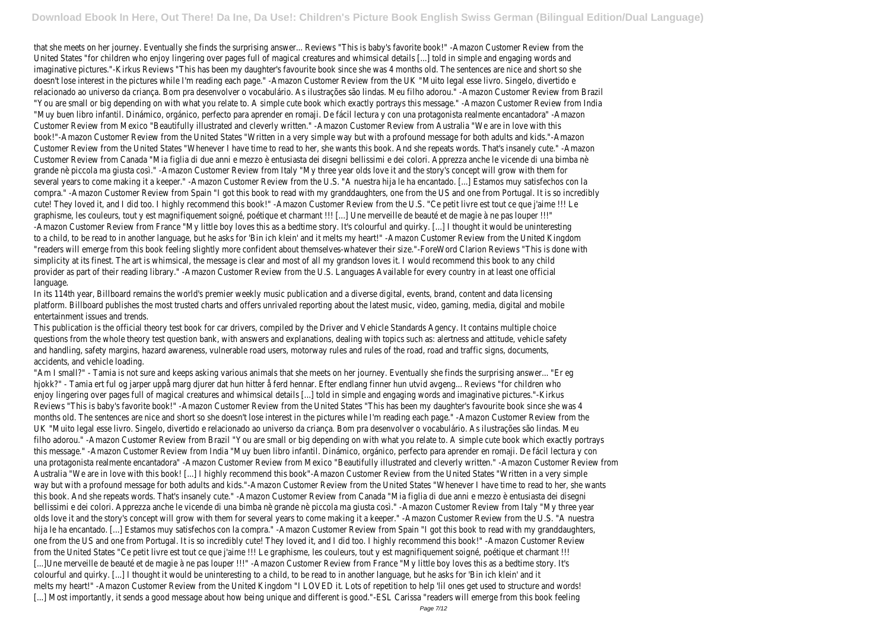that she meets on her journey. Eventually she finds the surprising answer... Reviews "This is baby's favorite book!" -Amazon Customer Review from the United States "for children who enjoy lingering over pages full of magical creatures and whimsical details [...] told in simple and engaging words and imaginative pictures."-Kirkus Reviews "This has been my daughter's favourite book since she was 4 months old. The sentences are nice and short so she doesn't lose interest in the pictures while I'm reading each page." -Amazon Customer Review from the UK "Muito legal esse livro. Singelo, divertido e relacionado ao universo da criança. Bom pra desenvolver o vocabulário. As ilustrações são lindas. Meu filho adorou." -Amazon Customer Review from Brazil "You are small or big depending on with what you relate to. A simple cute book which exactly portrays this message." -Amazon Customer Review from India "Muy buen libro infantil. Dinámico, orgánico, perfecto para aprender en romaji. De fácil lectura y con una protagonista realmente encantadora" -Amazon Customer Review from Mexico "Beautifully illustrated and cleverly written." -Amazon Customer Review from Australia "We are in love with this book!"-Amazon Customer Review from the United States "Written in a very simple way but with a profound message for both adults and kids."-Amazon Customer Review from the United States "Whenever I have time to read to her, she wants this book. And she repeats words. That's insanely cute." -Amazon Customer Review from Canada "Mia figlia di due anni e mezzo è entusiasta dei disegni bellissimi e dei colori. Apprezza anche le vicende di una bimba nè grande nè piccola ma giusta così." -Amazon Customer Review from Italy "My three year olds love it and the story's concept will grow with them for several years to come making it a keeper." -Amazon Customer Review from the U.S. "A nuestra hija le ha encantado. [...] Estamos muy satisfechos con la compra." -Amazon Customer Review from Spain "I got this book to read with my granddaughters, one from the US and one from Portugal. It is so incredibly cute! They loved it, and I did too. I highly recommend this book!" -Amazon Customer Review from the U.S. "Ce petit livre est tout ce que j'aime !!! Le graphisme, les couleurs, tout y est magnifiquement soigné, poétique et charmant !!! [...] Une merveille de beauté et de magie à ne pas louper !!!" -Amazon Customer Review from France "My little boy loves this as a bedtime story. It's colourful and quirky. [...] I thought it would be uninteresting to a child, to be read to in another language, but he asks for 'Bin ich klein' and it melts my heart!" -Amazon Customer Review from the United Kingdom "readers will emerge from this book feeling slightly more confident about themselves-whatever their size."-ForeWord Clarion Reviews "This is done with simplicity at its finest. The art is whimsical, the message is clear and most of all my grandson loves it. I would recommend this book to any child provider as part of their reading library." -Amazon Customer Review from the U.S. Languages Available for every country in at least one official language.

In its 114th year, Billboard remains the world's premier weekly music publication and a diverse digital, events, brand, content and data licensing platform. Billboard publishes the most trusted charts and offers unrivaled reporting about the latest music, video, gaming, media, digital and mobile entertainment issues and trends.

This publication is the official theory test book for car drivers, compiled by the Driver and Vehicle Standards Agency. It contains multiple choice questions from the whole theory test question bank, with answers and explanations, dealing with topics such as: alertness and attitude, vehicle safety and handling, safety margins, hazard awareness, vulnerable road users, motorway rules and rules of the road, road and traffic signs, documents, accidents, and vehicle loading.

"Am I small?" - Tamia is not sure and keeps asking various animals that she meets on her journey. Eventually she finds the surprising answer... "Er eg hjokk?" - Tamia ert ful og jarper uppå marg djurer dat hun hitter å ferd hennar. Efter endlang finner hun utvid avgeng... Reviews "for children who enjoy lingering over pages full of magical creatures and whimsical details [...] told in simple and engaging words and imaginative pictures."-Kirkus Reviews "This is baby's favorite book!" -Amazon Customer Review from the United States "This has been my daughter's favourite book since she was 4 months old. The sentences are nice and short so she doesn't lose interest in the pictures while I'm reading each page." -Amazon Customer Review from the UK "Muito legal esse livro. Singelo, divertido e relacionado ao universo da criança. Bom pra desenvolver o vocabulário. As ilustrações são lindas. Meu filho adorou." -Amazon Customer Review from Brazil "You are small or big depending on with what you relate to. A simple cute book which exactly portrays this message." -Amazon Customer Review from India "Muy buen libro infantil. Dinámico, orgánico, perfecto para aprender en romaji. De fácil lectura y con una protagonista realmente encantadora" -Amazon Customer Review from Mexico "Beautifully illustrated and cleverly written." -Amazon Customer Review from Australia "We are in love with this book! [...] I highly recommend this book"-Amazon Customer Review from the United States "Written in a very simple way but with a profound message for both adults and kids."-Amazon Customer Review from the United States "Whenever I have time to read to her, she wants this book. And she repeats words. That's insanely cute." -Amazon Customer Review from Canada "Mia figlia di due anni e mezzo è entusiasta dei disegni bellissimi e dei colori. Apprezza anche le vicende di una bimba nè grande nè piccola ma giusta così." -Amazon Customer Review from Italy "My three year olds love it and the story's concept will grow with them for several years to come making it a keeper." -Amazon Customer Review from the U.S. "A nuestra hija le ha encantado. [...] Estamos muy satisfechos con la compra." -Amazon Customer Review from Spain "I got this book to read with my granddaughters, one from the US and one from Portugal. It is so incredibly cute! They loved it, and I did too. I highly recommend this book!" -Amazon Customer Review from the United States "Ce petit livre est tout ce que j'aime !!! Le graphisme, les couleurs, tout y est magnifiquement soigné, poétique et charmant !!! [...]Une merveille de beauté et de magie à ne pas louper !!!" -Amazon Customer Review from France "My little boy loves this as a bedtime story. It's colourful and quirky. [...] I thought it would be uninteresting to a child, to be read to in another language, but he asks for 'Bin ich klein' and it melts my heart!" -Amazon Customer Review from the United Kingdom "I LOVED it. Lots of repetition to help 'lil ones get used to structure and words! [...] Most importantly, it sends a good message about how being unique and different is good."-ESL Carissa "readers will emerge from this book feeling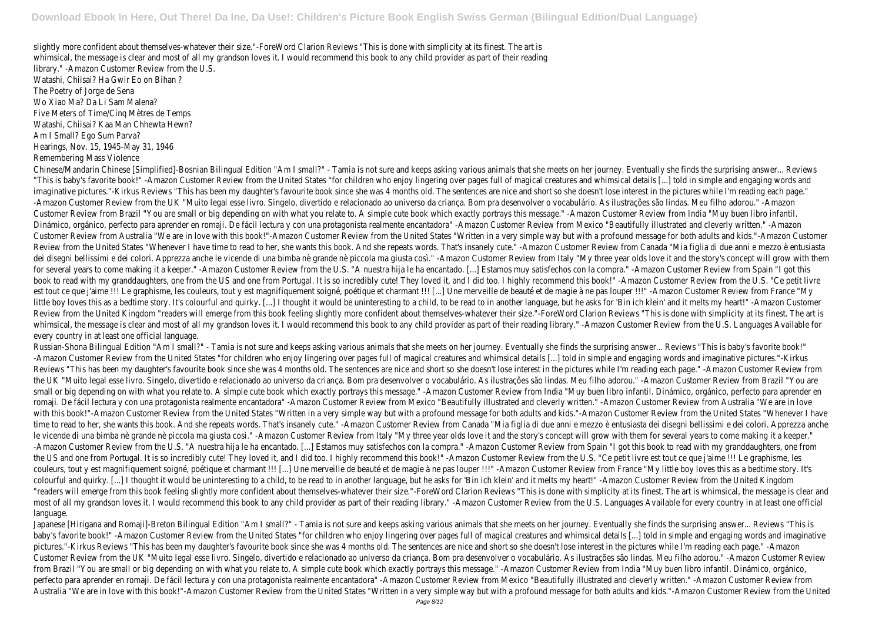slightly more confident about themselves-whatever their size."-ForeWord Clarion Reviews "This is done with simplicity at its finest. The art is whimsical, the message is clear and most of all my grandson loves it. I would recommend this book to any child provider as part of their reading library." -Amazon Customer Review from the U.S.

Watashi, Chiisai? Ha Gwir Eo on Bihan ?

The Poetry of Jorge de Sena

Wo Xiao Ma? Da Li Sam Malena?

Five Meters of Time/Cinq Mètres de Temps

Watashi, Chiisai? Kaa Man Chhewta Hewn?

Am I Small? Ego Sum Parva?

Hearings, Nov. 15, 1945-May 31, 1946

Remembering Mass Violence

Chinese/Mandarin Chinese [Simplified]-Bosnian Bilingual Edition "Am I small?" - Tamia is not sure and keeps asking various animals that she meets on her journey. Eventually she finds the surprising answer... Reviews "This is baby's favorite book!" -Amazon Customer Review from the United States "for children who enjoy lingering over pages full of magical creatures and whimsical details [...] told in simple and engaging words and imaginative pictures."-Kirkus Reviews "This has been my daughter's favourite book since she was 4 months old. The sentences are nice and short so she doesn't lose interest in the pictures while I'm reading each page." -Amazon Customer Review from the UK "Muito legal esse livro. Singelo, divertido e relacionado ao universo da criança. Bom pra desenvolver o vocabulário. As ilustrações são lindas. Meu filho adorou." -Amazon Customer Review from Brazil "You are small or big depending on with what you relate to. A simple cute book which exactly portrays this message." -Amazon Customer Review from India "Muy buen libro infantil. Dinámico, orgánico, perfecto para aprender en romaji. De fácil lectura y con una protagonista realmente encantadora" -Amazon Customer Review from Mexico "Beautifully illustrated and cleverly written." -Amazon Customer Review from Australia "We are in love with this book!"-Amazon Customer Review from the United States "Written in a very simple way but with a profound message for both adults and kids."-Amazon Customer Review from the United States "Whenever I have time to read to her, she wants this book. And she repeats words. That's insanely cute." -Amazon Customer Review from Canada "Mia figlia di due anni e mezzo è entusiasta dei disegni bellissimi e dei colori. Apprezza anche le vicende di una bimba nè grande nè piccola ma giusta così." -Amazon Customer Review from Italy "My three year olds love it and the story's concept will grow with them for several years to come making it a keeper." -Amazon Customer Review from the U.S. "A nuestra hija le ha encantado. [...] Estamos muy satisfechos con la compra." -Amazon Customer Review from Spain "I got this book to read with my granddaughters, one from the US and one from Portugal. It is so incredibly cute! They loved it, and I did too. I highly recommend this book!" -Amazon Customer Review from the U.S. "Ce petit livre est tout ce que j'aime !!! Le graphisme, les couleurs, tout y est magnifiquement soigné, poétique et charmant !!! [...] Une merveille de beauté et de magie à ne pas louper !!!" -Amazon Customer Review from France "My little boy loves this as a bedtime story. It's colourful and quirky. [...] I thought it would be uninteresting to a child, to be read to in another language, but he asks for 'Bin ich klein' and it melts my heart!" -Amazon Customer Review from the United Kingdom "readers will emerge from this book feeling slightly more confident about themselves-whatever their size."-ForeWord Clarion Reviews "This is done with simplicity at its finest. The art is whimsical, the message is clear and most of all my grandson loves it. I would recommend this book to any child provider as part of their reading library." -Amazon Customer Review from the U.S. Languages Available for every country in at least one official language.

Russian-Shona Bilingual Edition "Am I small?" - Tamia is not sure and keeps asking various animals that she meets on her journey. Eventually she finds the surprising answer... Reviews "This is baby's favorite book!" -Amazon Customer Review from the United States "for children who enjoy lingering over pages full of magical creatures and whimsical details [...] told in simple and engaging words and imaginative pictures."-Kirkus Reviews "This has been my daughter's favourite book since she was 4 months old. The sentences are nice and short so she doesn't lose interest in the pictures while I'm reading each page." -Amazon Customer Review from the UK "Muito legal esse livro. Singelo, divertido e relacionado ao universo da criança. Bom pra desenvolver o vocabulário. As ilustrações são lindas. Meu filho adorou." -Amazon Customer Review from Brazil "You are small or big depending on with what you relate to. A simple cute book which exactly portrays this message." -Amazon Customer Review from India "Muy buen libro infantil. Dinámico, orgánico, perfecto para aprender en romaji. De fácil lectura y con una protagonista realmente encantadora" -Amazon Customer Review from Mexico "Beautifully illustrated and cleverly written." -Amazon Customer Review from Australia "We are in love with this book!"-Amazon Customer Review from the United States "Written in a very simple way but with a profound message for both adults and kids."-Amazon Customer Review from the United States "Whenever I have time to read to her, she wants this book. And she repeats words. That's insanely cute." -Amazon Customer Review from Canada "Mia figlia di due anni e mezzo è entusiasta dei disegni bellissimi e dei colori. Apprezza anche le vicende di una bimba nè grande nè piccola ma giusta così." -Amazon Customer Review from Italy "My three year olds love it and the story's concept will grow with them for several years to come making it a keeper." -Amazon Customer Review from the U.S. "A nuestra hija le ha encantado. [...] Estamos muy satisfechos con la compra." -Amazon Customer Review from Spain "I got this book to read with my granddaughters, one from the US and one from Portugal. It is so incredibly cute! They loved it, and I did too. I highly recommend this book!" -Amazon Customer Review from the U.S. "Ce petit livre est tout ce que j'aime !!! Le graphisme, les couleurs, tout y est magnifiquement soigné, poétique et charmant !!! [...] Une merveille de beauté et de magie à ne pas louper !!!" -Amazon Customer Review from France "My little boy loves this as a bedtime story. It's colourful and quirky. [...] I thought it would be uninteresting to a child, to be read to in another language, but he asks for 'Bin ich klein' and it melts my heart!" -Amazon Customer Review from the United Kingdom "readers will emerge from this book feeling slightly more confident about themselves-whatever their size."-ForeWord Clarion Reviews "This is done with simplicity at its finest. The art is whimsical, the message is clear and most of all my grandson loves it. I would recommend this book to any child provider as part of their reading library." -Amazon Customer Review from the U.S. Languages Available for every country in at least one official language.

Japanese [Hirigana and Romaji]-Breton Bilingual Edition "Am I small?" - Tamia is not sure and keeps asking various animals that she meets on her journey. Eventually she finds the surprising answer... Reviews "This is baby's favorite book!" -Amazon Customer Review from the United States "for children who enjoy lingering over pages full of magical creatures and whimsical details [...] told in simple and engaging words and imaginative pictures."-Kirkus Reviews "This has been my daughter's favourite book since she was 4 months old. The sentences are nice and short so she doesn't lose interest in the pictures while I'm reading each page." -Amazon Customer Review from the UK "Muito legal esse livro. Singelo, divertido e relacionado ao universo da criança. Bom pra desenvolver o vocabulário. As ilustrações são lindas. Meu filho adorou." -Amazon Customer Review from Brazil "You are small or big depending on with what you relate to. A simple cute book which exactly portrays this message." -Amazon Customer Review from India "Muy buen libro infantil. Dinámico, orgánico, perfecto para aprender en romaji. De fácil lectura y con una protagonista realmente encantadora" -Amazon Customer Review from Mexico "Beautifully illustrated and cleverly written." -Amazon Customer Review from Australia "We are in love with this book!"-Amazon Customer Review from the United States "Written in a very simple way but with a profound message for both adults and kids."-Amazon Customer Review from the United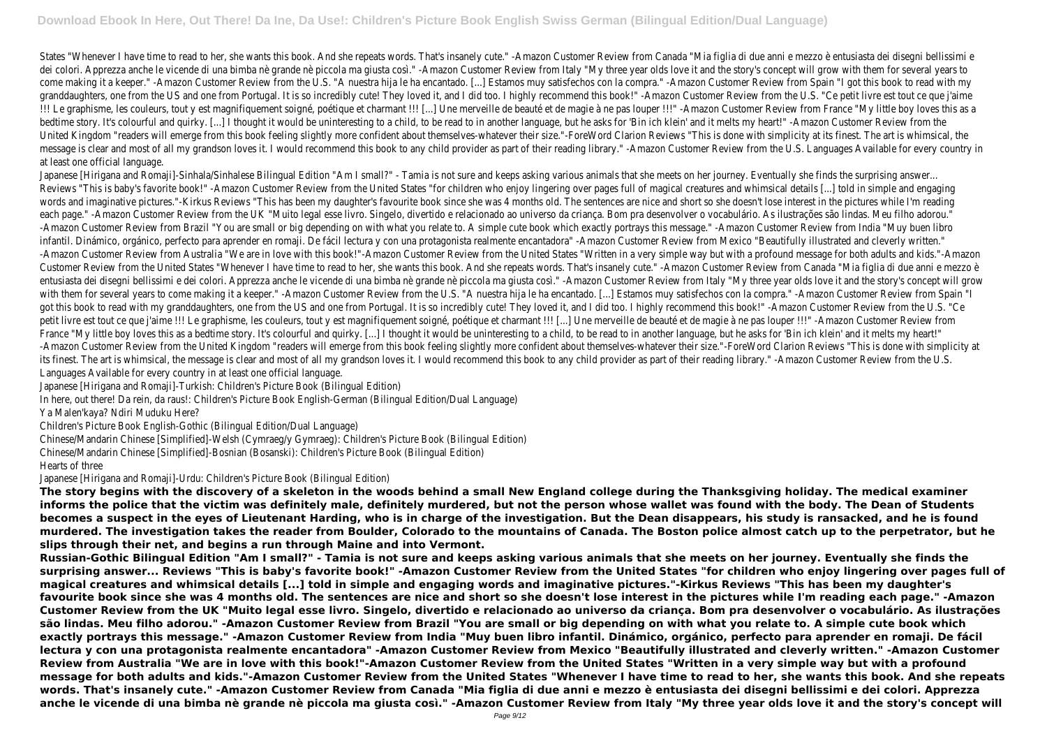States "Whenever I have time to read to her, she wants this book. And she repeats words. That's insanely cute." -Amazon Customer Review from Canada "Mia figlia di due anni e mezzo è entusiasta dei disegni bellissimi e dei colori. Apprezza anche le vicende di una bimba nè grande nè piccola ma giusta così." -Amazon Customer Review from Italy "My three year olds love it and the story's concept will grow with them for several years to come making it a keeper." -Amazon Customer Review from the U.S. "A nuestra hija le ha encantado. [...] Estamos muy satisfechos con la compra." -Amazon Customer Review from Spain "I got this book to read with my granddaughters, one from the US and one from Portugal. It is so incredibly cute! They loved it, and I did too. I highly recommend this book!" -Amazon Customer Review from the U.S. "Ce petit livre est tout ce que j'aime !!! Le graphisme, les couleurs, tout y est magnifiquement soigné, poétique et charmant !!! [...] Une merveille de beauté et de magie à ne pas louper !!!" -Amazon Customer Review from France "My little boy loves this as a bedtime story. It's colourful and quirky. [...] I thought it would be uninteresting to a child, to be read to in another language, but he asks for 'Bin ich klein' and it melts my heart!" -Amazon Customer Review from the United Kingdom "readers will emerge from this book feeling slightly more confident about themselves-whatever their size."-ForeWord Clarion Reviews "This is done with simplicity at its finest. The art is whimsical, the message is clear and most of all my grandson loves it. I would recommend this book to any child provider as part of their reading library." -Amazon Customer Review from the U.S. Languages Available for every country in at least one official language.

Japanese [Hirigana and Romaji]-Sinhala/Sinhalese Bilingual Edition "Am I small?" - Tamia is not sure and keeps asking various animals that she meets on her journey. Eventually she finds the surprising answer... Reviews "This is baby's favorite book!" -Amazon Customer Review from the United States "for children who enjoy lingering over pages full of magical creatures and whimsical details [...] told in simple and engaging words and imaginative pictures."-Kirkus Reviews "This has been my daughter's favourite book since she was 4 months old. The sentences are nice and short so she doesn't lose interest in the pictures while I'm reading each page." -Amazon Customer Review from the UK "Muito legal esse livro. Singelo, divertido e relacionado ao universo da criança. Bom pra desenvolver o vocabulário. As ilustrações são lindas. Meu filho adorou." -Amazon Customer Review from Brazil "You are small or big depending on with what you relate to. A simple cute book which exactly portrays this message." -Amazon Customer Review from India "Muy buen libro infantil. Dinámico, orgánico, perfecto para aprender en romaji. De fácil lectura y con una protagonista realmente encantadora" -Amazon Customer Review from Mexico "Beautifully illustrated and cleverly written." -Amazon Customer Review from Australia "We are in love with this book!"-Amazon Customer Review from the United States "Written in a very simple way but with a profound message for both adults and kids."-Amazon Customer Review from the United States "Whenever I have time to read to her, she wants this book. And she repeats words. That's insanely cute." -Amazon Customer Review from Canada "Mia figlia di due anni e mezzo è entusiasta dei disegni bellissimi e dei colori. Apprezza anche le vicende di una bimba nè grande nè piccola ma giusta così." -Amazon Customer Review from Italy "My three year olds love it and the story's concept will grow with them for several years to come making it a keeper." -Amazon Customer Review from the U.S. "A nuestra hija le ha encantado. [...] Estamos muy satisfechos con la compra." -Amazon Customer Review from Spain "I got this book to read with my granddaughters, one from the US and one from Portugal. It is so incredibly cute! They loved it, and I did too. I highly recommend this book!" -Amazon Customer Review from the U.S. "Ce petit livre est tout ce que j'aime !!! Le graphisme, les couleurs, tout y est magnifiquement soigné, poétique et charmant !!! [...] Une merveille de beauté et de magie à ne pas louper !!!" -Amazon Customer Review from France "My little boy loves this as a bedtime story. It's colourful and quirky. [...] I thought it would be uninteresting to a child, to be read to in another language, but he asks for 'Bin ich klein' and it melts my heart!" -Amazon Customer Review from the United Kingdom "readers will emerge from this book feeling slightly more confident about themselves-whatever their size."-ForeWord Clarion Reviews "This is done with simplicity at its finest. The art is whimsical, the message is clear and most of all my grandson loves it. I would recommend this book to any child provider as part of their reading library." -Amazon Customer Review from the U.S. Languages Available for every country in at least one official language.

Japanese [Hirigana and Romaji]-Turkish: Children's Picture Book (Bilingual Edition)

In here, out there! Da rein, da raus!: Children's Picture Book English-German (Bilingual Edition/Dual Language)

Ya Malen'kaya? Ndiri Muduku Here?

Children's Picture Book English-Gothic (Bilingual Edition/Dual Language)

Chinese/Mandarin Chinese [Simplified]-Welsh (Cymraeg/y Gymraeg): Children's Picture Book (Bilingual Edition)

Chinese/Mandarin Chinese [Simplified]-Bosnian (Bosanski): Children's Picture Book (Bilingual Edition)

Hearts of three

Japanese [Hirigana and Romaji]-Urdu: Children's Picture Book (Bilingual Edition)

**The story begins with the discovery of a skeleton in the woods behind a small New England college during the Thanksgiving holiday. The medical examiner informs the police that the victim was definitely male, definitely murdered, but not the person whose wallet was found with the body. The Dean of Students becomes a suspect in the eyes of Lieutenant Harding, who is in charge of the investigation. But the Dean disappears, his study is ransacked, and he is found murdered. The investigation takes the reader from Boulder, Colorado to the mountains of Canada. The Boston police almost catch up to the perpetrator, but he slips through their net, and begins a run through Maine and into Vermont.**

**Russian-Gothic Bilingual Edition "Am I small?" - Tamia is not sure and keeps asking various animals that she meets on her journey. Eventually she finds the surprising answer... Reviews "This is baby's favorite book!" -Amazon Customer Review from the United States "for children who enjoy lingering over pages full of magical creatures and whimsical details [...] told in simple and engaging words and imaginative pictures."-Kirkus Reviews "This has been my daughter's favourite book since she was 4 months old. The sentences are nice and short so she doesn't lose interest in the pictures while I'm reading each page." -Amazon Customer Review from the UK "Muito legal esse livro. Singelo, divertido e relacionado ao universo da criança. Bom pra desenvolver o vocabulário. As ilustrações são lindas. Meu filho adorou." -Amazon Customer Review from Brazil "You are small or big depending on with what you relate to. A simple cute book which exactly portrays this message." -Amazon Customer Review from India "Muy buen libro infantil. Dinámico, orgánico, perfecto para aprender en romaji. De fácil lectura y con una protagonista realmente encantadora" -Amazon Customer Review from Mexico "Beautifully illustrated and cleverly written." -Amazon Customer Review from Australia "We are in love with this book!"-Amazon Customer Review from the United States "Written in a very simple way but with a profound message for both adults and kids."-Amazon Customer Review from the United States "Whenever I have time to read to her, she wants this book. And she repeats words. That's insanely cute." -Amazon Customer Review from Canada "Mia figlia di due anni e mezzo è entusiasta dei disegni bellissimi e dei colori. Apprezza anche le vicende di una bimba nè grande nè piccola ma giusta così." -Amazon Customer Review from Italy "My three year olds love it and the story's concept will**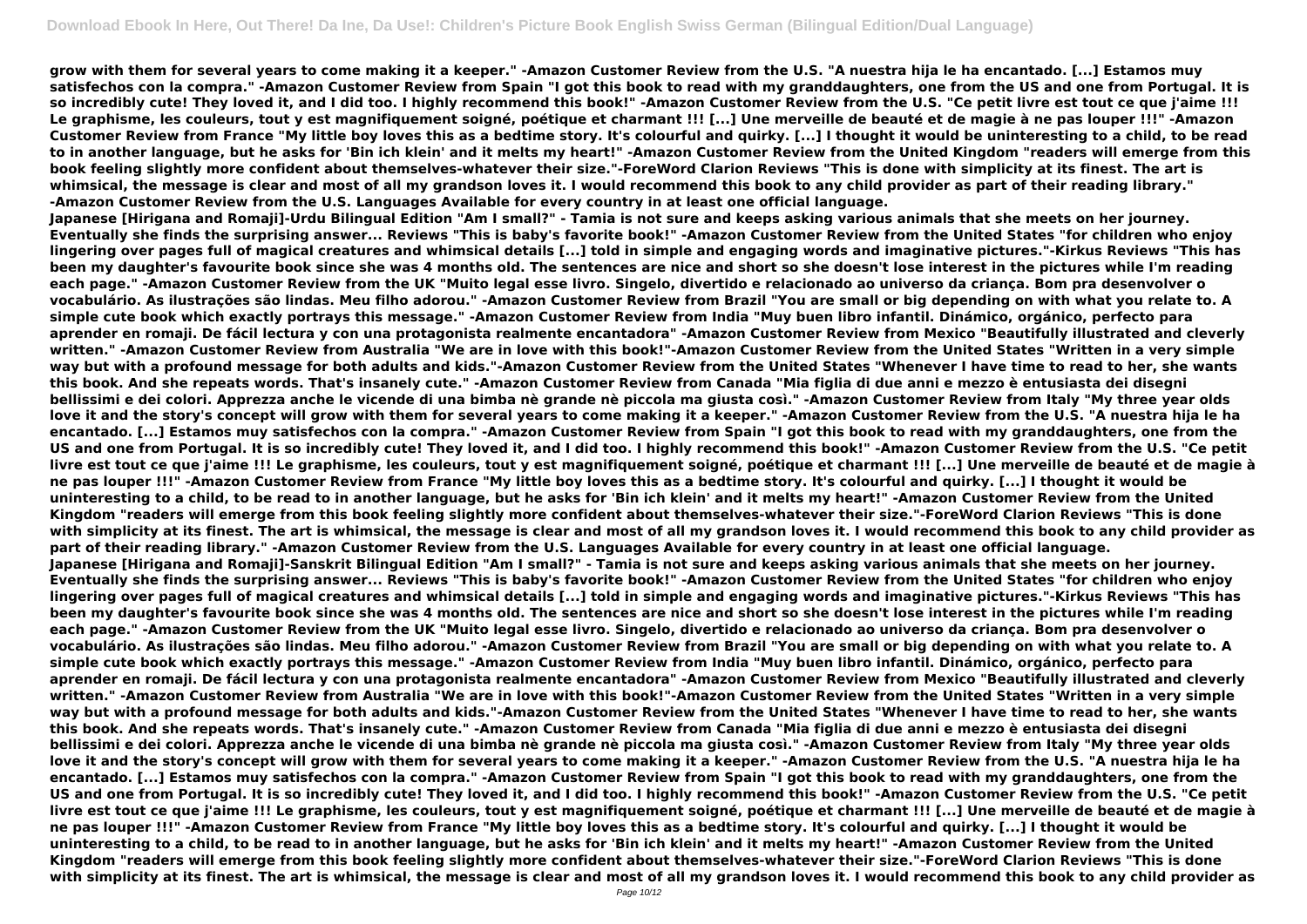grow with them for several years to come making it a keeper." -Amazon Customer Review from the U.S. "A nuestra hija le ha encantado. [...] Estamos muy satisfechos con la compra." -Amazon Customer Review from Spain "I got this book to read with my granddaughters, one from the US and one from Portugal. It is so incredibly cute! They loved it, and I did too. I highly recommend this book!" -Amazon Customer Review from the U.S. "Ce petit livre est tout ce que j'aime !!! Le graphisme, les couleurs, tout y est magnifiquement soigné, poétique et charmant !!! [...] Une merveille de beauté et de magie à ne pas louper !!!" -Amazon Customer Review from France "My little boy loves this as a bedtime story. It's colourful and quirky. [...] I thought it would be uninteresting to a child, to be read to in another language, but he asks for 'Bin ich klein' and it melts my heart!" -Amazon Customer Review from the United Kingdom "readers will emerge from this book feeling slightly more confident about themselves-whatever their size."-ForeWord Clarion Reviews "This is done with simplicity at its finest. The art is whimsical, the message is clear and most of all my grandson loves it. I would recommend this book to any child provider as part of their reading library." -Amazon Customer Review from the U.S. Languages Available for every country in at least one official language.

Japanese [Hirigana and Romaji]-Urdu Bilingual Edition "Am I small?" - Tamia is not sure and keeps asking various animals that she meets on her journey. Eventually she finds the surprising answer... Reviews "This is baby's favorite book!" -Amazon Customer Review from the United States "for children who enjoy lingering over pages full of magical creatures and whimsical details [...] told in simple and engaging words and imaginative pictures."-Kirkus Reviews "This has been my daughter's favourite book since she was 4 months old. The sentences are nice and short so she doesn't lose interest in the pictures while I'm reading each page." -Amazon Customer Review from the UK "Muito legal esse livro. Singelo, divertido e relacionado ao universo da criança. Bom pra desenvolver o vocabulário. As ilustrações são lindas. Meu filho adorou." -Amazon Customer Review from Brazil "You are small or big depending on with what you relate to. A simple cute book which exactly portrays this message." -Amazon Customer Review from India "Muy buen libro infantil. Dinámico, orgánico, perfecto para aprender en romaji. De fácil lectura y con una protagonista realmente encantadora" -Amazon Customer Review from Mexico "Beautifully illustrated and cleverly written." -Amazon Customer Review from Australia "We are in love with this book!"-Amazon Customer Review from the United States "Written in a very simple way but with a profound message for both adults and kids."-Amazon Customer Review from the United States "Whenever I have time to read to her, she wants this book. And she repeats words. That's insanely cute." -Amazon Customer Review from Canada "Mia figlia di due anni e mezzo è entusiasta dei disegni bellissimi e dei colori. Apprezza anche le vicende di una bimba nè grande nè piccola ma giusta così." -Amazon Customer Review from Italy "My three year olds love it and the story's concept will grow with them for several years to come making it a keeper." -Amazon Customer Review from the U.S. "A nuestra hija le ha encantado. [...] Estamos muy satisfechos con la compra." -Amazon Customer Review from Spain "I got this book to read with my granddaughters, one from the US and one from Portugal. It is so incredibly cute! They loved it, and I did too. I highly recommend this book!" -Amazon Customer Review from the U.S. "Ce petit livre est tout ce que j'aime !!! Le graphisme, les couleurs, tout y est magnifiquement soigné, poétique et charmant !!! [...] Une merveille de beauté et de magie à ne pas louper !!!" -Amazon Customer Review from France "My little boy loves this as a bedtime story. It's colourful and quirky. [...] I thought it would be uninteresting to a child, to be read to in another language, but he asks for 'Bin ich klein' and it melts my heart!" -Amazon Customer Review from the United Kingdom "readers will emerge from this book feeling slightly more confident about themselves-whatever their size."-ForeWord Clarion Reviews "This is done with simplicity at its finest. The art is whimsical, the message is clear and most of all my grandson loves it. I would recommend this book to any child provider as part of their reading library." -Amazon Customer Review from the U.S. Languages Available for every country in at least one official language.

Japanese [Hirigana and Romaji]-Sanskrit Bilingual Edition "Am I small?" - Tamia is not sure and keeps asking various animals that she meets on her journey. Eventually she finds the surprising answer... Reviews "This is baby's favorite book!" -Amazon Customer Review from the United States "for children who enjoy lingering over pages full of magical creatures and whimsical details [...] told in simple and engaging words and imaginative pictures."-Kirkus Reviews "This has been my daughter's favourite book since she was 4 months old. The sentences are nice and short so she doesn't lose interest in the pictures while I'm reading each page." -Amazon Customer Review from the UK "Muito legal esse livro. Singelo, divertido e relacionado ao universo da criança. Bom pra desenvolver o vocabulário. As ilustrações são lindas. Meu filho adorou." -Amazon Customer Review from Brazil "You are small or big depending on with what you relate to. A simple cute book which exactly portrays this message." -Amazon Customer Review from India "Muy buen libro infantil. Dinámico, orgánico, perfecto para aprender en romaji. De fácil lectura y con una protagonista realmente encantadora" -Amazon Customer Review from Mexico "Beautifully illustrated and cleverly written." -Amazon Customer Review from Australia "We are in love with this book!"-Amazon Customer Review from the United States "Written in a very simple way but with a profound message for both adults and kids."-Amazon Customer Review from the United States "Whenever I have time to read to her, she wants this book. And she repeats words. That's insanely cute." -Amazon Customer Review from Canada "Mia figlia di due anni e mezzo è entusiasta dei disegni bellissimi e dei colori. Apprezza anche le vicende di una bimba nè grande nè piccola ma giusta così." -Amazon Customer Review from Italy "My three year olds love it and the story's concept will grow with them for several years to come making it a keeper." -Amazon Customer Review from the U.S. "A nuestra hija le ha encantado. [...] Estamos muy satisfechos con la compra." -Amazon Customer Review from Spain "I got this book to read with my granddaughters, one from the US and one from Portugal. It is so incredibly cute! They loved it, and I did too. I highly recommend this book!" -Amazon Customer Review from the U.S. "Ce petit livre est tout ce que j'aime !!! Le graphisme, les couleurs, tout y est magnifiquement soigné, poétique et charmant !!! [...] Une merveille de beauté et de magie à ne pas louper !!!" -Amazon Customer Review from France "My little boy loves this as a bedtime story. It's colourful and quirky. [...] I thought it would be uninteresting to a child, to be read to in another language, but he asks for 'Bin ich klein' and it melts my heart!" -Amazon Customer Review from the United Kingdom "readers will emerge from this book feeling slightly more confident about themselves-whatever their size."-ForeWord Clarion Reviews "This is done with simplicity at its finest. The art is whimsical, the message is clear and most of all my grandson loves it. I would recommend this book to any child provider as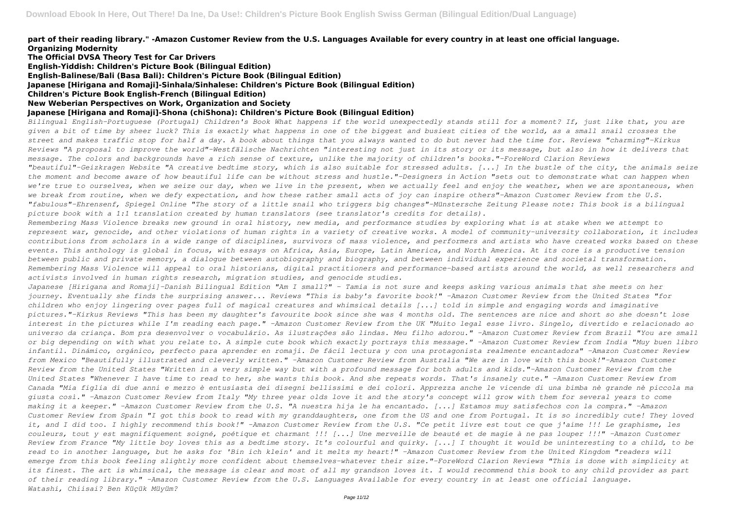**part of their reading library." -Amazon Customer Review from the U.S. Languages Available for every country in at least one official language.**

**Organizing Modernity**

**The Official DVSA Theory Test for Car Drivers**

**English-Yiddish: Children's Picture Book (Bilingual Edition)**

**English-Balinese/Bali (Basa Bali): Children's Picture Book (Bilingual Edition)**

**Japanese [Hirigana and Romaji]-Sinhala/Sinhalese: Children's Picture Book (Bilingual Edition)**

**Children's Picture Book English-French (Bilingual Edition)**

**New Weberian Perspectives on Work, Organization and Society**

**Japanese [Hirigana and Romaji]-Shona (chiShona): Children's Picture Book (Bilingual Edition)**

*Bilingual English-Portuguese (Portugal) Children's Book What happens if the world unexpectedly stands still for a moment? If, just like that, you are given a bit of time by sheer luck? This is exactly what happens in one of the biggest and busiest cities of the world, as a small snail crosses the street and makes traffic stop for half a day. A book about things that you always wanted to do but never had the time for. Reviews "charming"-Kirkus Reviews "A proposal to improve the world"-Westfälische Nachrichten "interesting not just in its story or its message, but also in how it delivers that message. The colors and backgrounds have a rich sense of texture, unlike the majority of children's books."-ForeWord Clarion Reviews "beautiful"-Geizkragen Website "A creative bedtime story, which is also suitable for stressed adults. [...] In the bustle of the city, the animals seize the moment and become aware of how beautiful life can be without stress and hustle."-Designers in Action "sets out to demonstrate what can happen when we're true to ourselves, when we seize our day, when we live in the present, when we actually feel and enjoy the weather, when we are spontaneous, when we break from routine, when we defy expectation, and how these rather small acts of joy can inspire others"-Amazon Customer Review from the U.S. "fabulous"-Ehrensenf, Spiegel Online "The story of a little snail who triggers big changes"-Münstersche Zeitung Please note: This book is a bilingual picture book with a 1:1 translation created by human translators (see translator's credits for details).*

*Remembering Mass Violence breaks new ground in oral history, new media, and performance studies by exploring what is at stake when we attempt to represent war, genocide, and other violations of human rights in a variety of creative works. A model of community-university collaboration, it includes contributions from scholars in a wide range of disciplines, survivors of mass violence, and performers and artists who have created works based on these events. This anthology is global in focus, with essays on Africa, Asia, Europe, Latin America, and North America. At its core is a productive tension between public and private memory, a dialogue between autobiography and biography, and between individual experience and societal transformation. Remembering Mass Violence will appeal to oral historians, digital practitioners and performance-based artists around the world, as well researchers and activists involved in human rights research, migration studies, and genocide studies.*

*Japanese [Hirigana and Romaji]-Danish Bilingual Edition "Am I small?" - Tamia is not sure and keeps asking various animals that she meets on her journey. Eventually she finds the surprising answer... Reviews "This is baby's favorite book!" -Amazon Customer Review from the United States "for children who enjoy lingering over pages full of magical creatures and whimsical details [...] told in simple and engaging words and imaginative pictures."-Kirkus Reviews "This has been my daughter's favourite book since she was 4 months old. The sentences are nice and short so she doesn't lose interest in the pictures while I'm reading each page." -Amazon Customer Review from the UK "Muito legal esse livro. Singelo, divertido e relacionado ao universo da criança. Bom pra desenvolver o vocabulário. As ilustrações são lindas. Meu filho adorou." -Amazon Customer Review from Brazil "You are small or big depending on with what you relate to. A simple cute book which exactly portrays this message." -Amazon Customer Review from India "Muy buen libro infantil. Dinámico, orgánico, perfecto para aprender en romaji. De fácil lectura y con una protagonista realmente encantadora" -Amazon Customer Review from Mexico "Beautifully illustrated and cleverly written." -Amazon Customer Review from Australia "We are in love with this book!"-Amazon Customer Review from the United States "Written in a very simple way but with a profound message for both adults and kids."-Amazon Customer Review from the United States "Whenever I have time to read to her, she wants this book. And she repeats words. That's insanely cute." -Amazon Customer Review from Canada "Mia figlia di due anni e mezzo è entusiasta dei disegni bellissimi e dei colori. Apprezza anche le vicende di una bimba nè grande nè piccola ma giusta così." -Amazon Customer Review from Italy "My three year olds love it and the story's concept will grow with them for several years to come making it a keeper." -Amazon Customer Review from the U.S. "A nuestra hija le ha encantado. [...] Estamos muy satisfechos con la compra." -Amazon Customer Review from Spain "I got this book to read with my granddaughters, one from the US and one from Portugal. It is so incredibly cute! They loved it, and I did too. I highly recommend this book!" -Amazon Customer Review from the U.S. "Ce petit livre est tout ce que j'aime !!! Le graphisme, les couleurs, tout y est magnifiquement soigné, poétique et charmant !!! [...] Une merveille de beauté et de magie à ne pas louper !!!" -Amazon Customer Review from France "My little boy loves this as a bedtime story. It's colourful and quirky. [...] I thought it would be uninteresting to a child, to be read to in another language, but he asks for 'Bin ich klein' and it melts my heart!" -Amazon Customer Review from the United Kingdom "readers will emerge from this book feeling slightly more confident about themselves-whatever their size."-ForeWord Clarion Reviews "This is done with simplicity at its finest. The art is whimsical, the message is clear and most of all my grandson loves it. I would recommend this book to any child provider as part of their reading library." -Amazon Customer Review from the U.S. Languages Available for every country in at least one official language.*

*Watashi, Chiisai? Ben Küçük Müyüm?*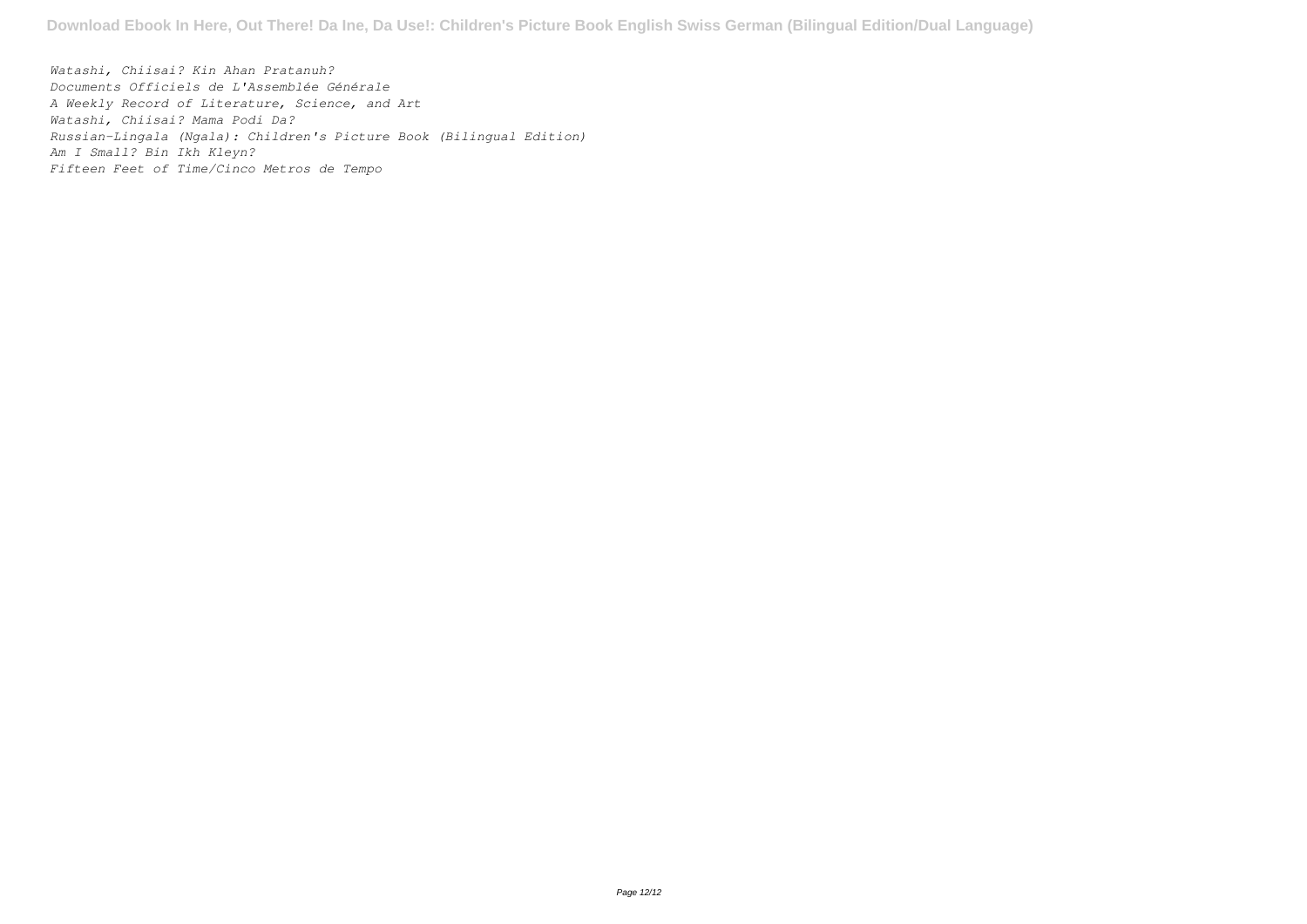*Watashi, Chiisai? Kin Ahan Pratanuh?*
*Documents Officiels de L'Assemblée Générale*
*A Weekly Record of Literature, Science, and Art*
*Watashi, Chiisai? Mama Podi Da?*
*Russian-Lingala (Ngala): Children's Picture Book (Bilingual Edition)*
*Am I Small? Bin Ikh Kleyn?*
*Fifteen Feet of Time/Cinco Metros de Tempo*